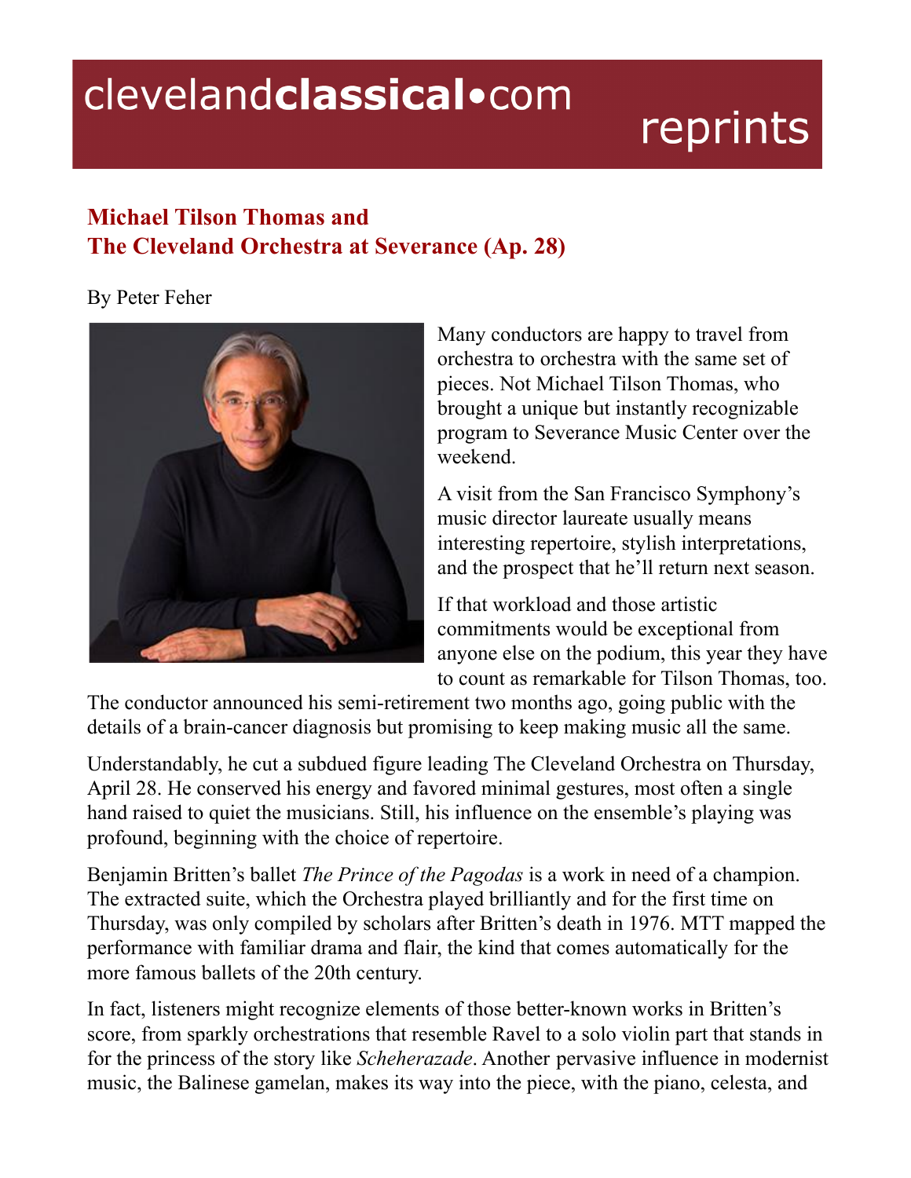clevelandclassical•com reprints

## Michael Tilson Thomas and The Cleveland Orchestra at Severance (Ap. 28)

By Peter Feher

Many conductors are happy to travel from orchestra to orchestra with the same set of pieces. Not Michael Tilson Thomas, who brought a unique but instantly recognizable program to Severance Music Center over the weekend.

A visit from the San Francisco Symphony's music director laureate usually means interesting repertoire, stylish interpretations, and the prospect that he'll return next season.

If that workload and those artistic commitments would be exceptional from anyone else on the podium, this year they have to count as remarkable for Tilson Thomas, too. The conductor announced his semi-retirement two months ago, going public with the details of a brain-cancer diagnosis but promising to keep making music all the same.

Understandably, he cut a subdued figure leading The Cleveland Orchestra on Thursday, April 28. He conserved his energy and favored minimal gestures, most often a single hand raised to quiet the musicians. Still, his influence on the ensemble's playing was profound, beginning with the choice of repertoire.

Benjamin Britten's ballet *The Prince of the Pagodas* is a work in need of a champion. The extracted suite, which the Orchestra played brilliantly and for the first time on Thursday, was only compiled by scholars after Britten's death in 1976. MTT mapped the performance with familiar drama and flair, the kind that comes automatically for the more famous ballets of the 20th century.

In fact, listeners might recognize elements of those better-known works in Britten's score, from sparkly orchestrations that resemble Ravel to a solo violin part that stands in for the princess of the story like *Scheherazade*. Another pervasive influence in modernist music, the Balinese gamelan, makes its way into the piece, with the piano, celesta, and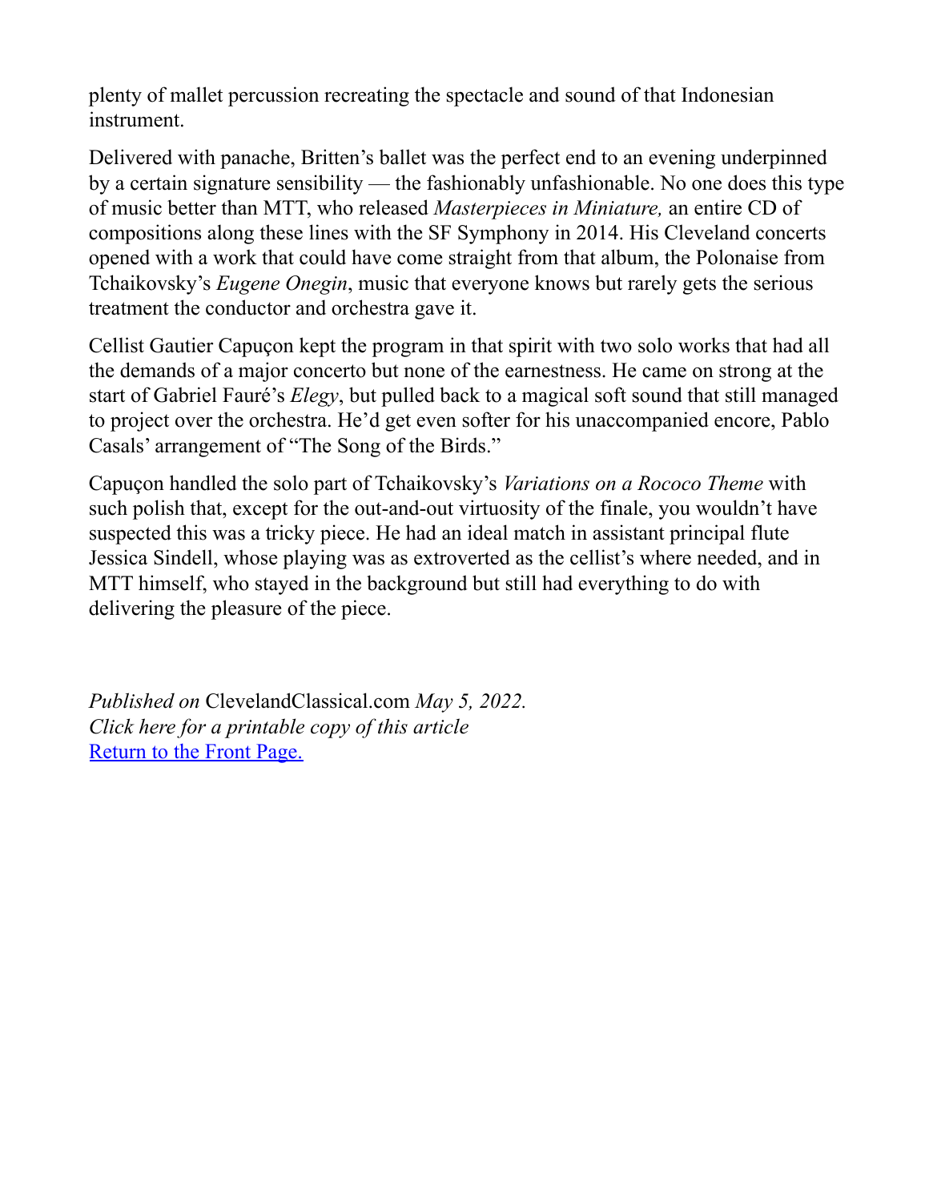plenty of mallet percussion recreating the spectacle and sound of that Indonesian instrument.

Delivered with panache, Britten's ballet was the perfect end to an evening underpinned by a certain signature sensibility — the fashionably unfashionable. No one does this type of music better than MTT, who released *Masterpieces in Miniature,* an entire CD of compositions along these lines with the SF Symphony in 2014. His Cleveland concerts opened with a work that could have come straight from that album, the Polonaise from Tchaikovsky's *Eugene Onegin*, music that everyone knows but rarely gets the serious treatment the conductor and orchestra gave it.

Cellist Gautier Capuçon kept the program in that spirit with two solo works that had all the demands of a major concerto but none of the earnestness. He came on strong at the start of Gabriel Fauré's *Elegy*, but pulled back to a magical soft sound that still managed to project over the orchestra. He'd get even softer for his unaccompanied encore, Pablo Casals' arrangement of "The Song of the Birds."

Capuçon handled the solo part of Tchaikovsky's *Variations on a Rococo Theme* with such polish that, except for the out-and-out virtuosity of the finale, you wouldn't have suspected this was a tricky piece. He had an ideal match in assistant principal flute Jessica Sindell, whose playing was as extroverted as the cellist's where needed, and in MTT himself, who stayed in the background but still had everything to do with delivering the pleasure of the piece.

*Published on* ClevelandClassical.com *May 5, 2022.*
*Click here for a printable copy of this article*
Return to the Front Page.